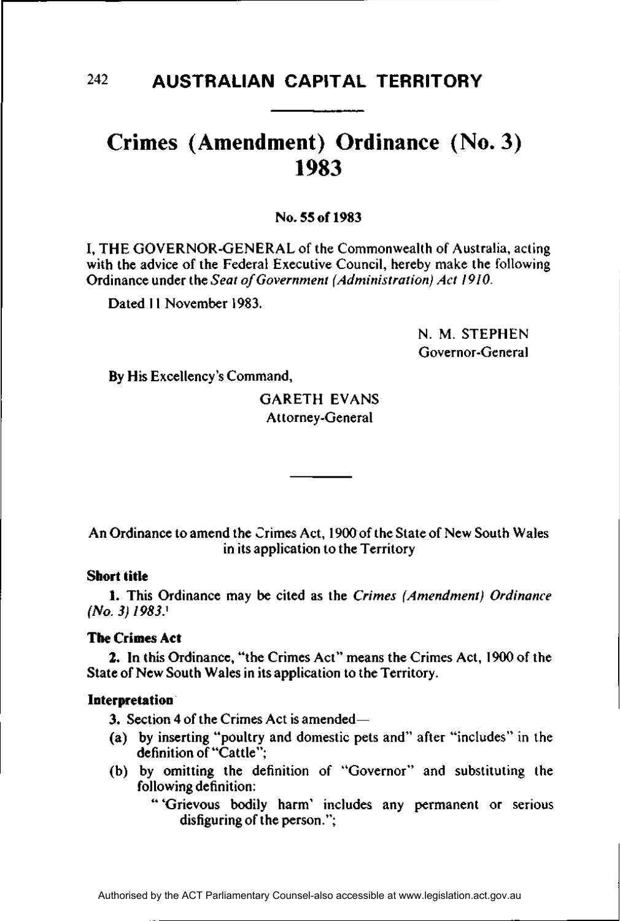# AUSTRALIAN CAPITAL TERRITORY

# Crimes (Amendment) Ordinance (No. 3) 1983

**No. 55 of 1983**

I, THE GOVERNOR-GENERAL of the Commonwealth of Australia, acting with the advice of the Federal Executive Council, hereby make the following Ordinance under the *Seat of Government (Administration) Act 1910*.

Dated 11 November 1983.

N. M. STEPHEN
Governor-General

By His Excellency's Command,

GARETH EVANS
Attorney-General

---

An Ordinance to amend the Crimes Act, 1900 of the State of New South Wales in its application to the Territory

**Short title**

**1.** This Ordinance may be cited as the *Crimes (Amendment) Ordinance (No. 3) 1983*.[1]

**The Crimes Act**

**2.** In this Ordinance, "the Crimes Act" means the Crimes Act, 1900 of the State of New South Wales in its application to the Territory.

**Interpretation**

**3.** Section 4 of the Crimes Act is amended—

(a) by inserting "poultry and domestic pets and" after "includes" in the definition of "Cattle";

(b) by omitting the definition of "Governor" and substituting the following definition:

" 'Grievous bodily harm' includes any permanent or serious disfiguring of the person.";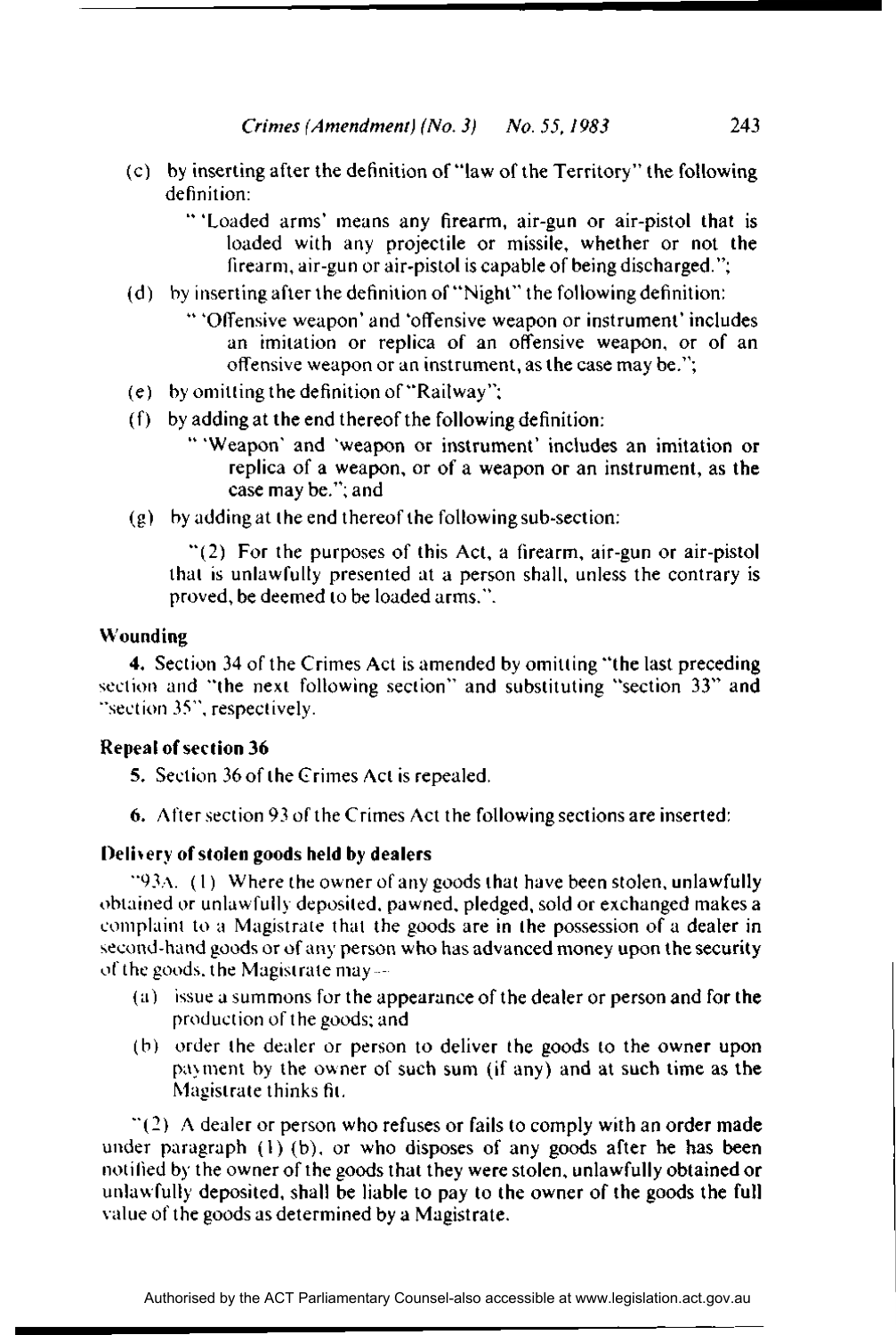(c) by inserting after the definition of "law of the Territory" the following definition:

"'Loaded arms' means any firearm, air-gun or air-pistol that is loaded with any projectile or missile, whether or not the firearm, air-gun or air-pistol is capable of being discharged.";

(d) by inserting after the definition of "Night" the following definition:

"'Offensive weapon' and 'offensive weapon or instrument' includes an imitation or replica of an offensive weapon, or of an offensive weapon or an instrument, as the case may be.";

(e) by omitting the definition of "Railway";

(f) by adding at the end thereof the following definition:

"'Weapon' and 'weapon or instrument' includes an imitation or replica of a weapon, or of a weapon or an instrument, as the case may be."; and

(g) by adding at the end thereof the following sub-section:

"(2) For the purposes of this Act, a firearm, air-gun or air-pistol that is unlawfully presented at a person shall, unless the contrary is proved, be deemed to be loaded arms.".

**Wounding**

**4.** Section 34 of the Crimes Act is amended by omitting "the last preceding section and "the next following section" and substituting "section 33" and "section 35", respectively.

**Repeal of section 36**

**5.** Section 36 of the Crimes Act is repealed.

**6.** After section 93 of the Crimes Act the following sections are inserted:

**Delivery of stolen goods held by dealers**

"93A. (1) Where the owner of any goods that have been stolen, unlawfully obtained or unlawfully deposited, pawned, pledged, sold or exchanged makes a complaint to a Magistrate that the goods are in the possession of a dealer in second-hand goods or of any person who has advanced money upon the security of the goods, the Magistrate may—

(a) issue a summons for the appearance of the dealer or person and for the production of the goods; and

(b) order the dealer or person to deliver the goods to the owner upon payment by the owner of such sum (if any) and at such time as the Magistrate thinks fit.

"(2) A dealer or person who refuses or fails to comply with an order made under paragraph (1) (b), or who disposes of any goods after he has been notified by the owner of the goods that they were stolen, unlawfully obtained or unlawfully deposited, shall be liable to pay to the owner of the goods the full value of the goods as determined by a Magistrate.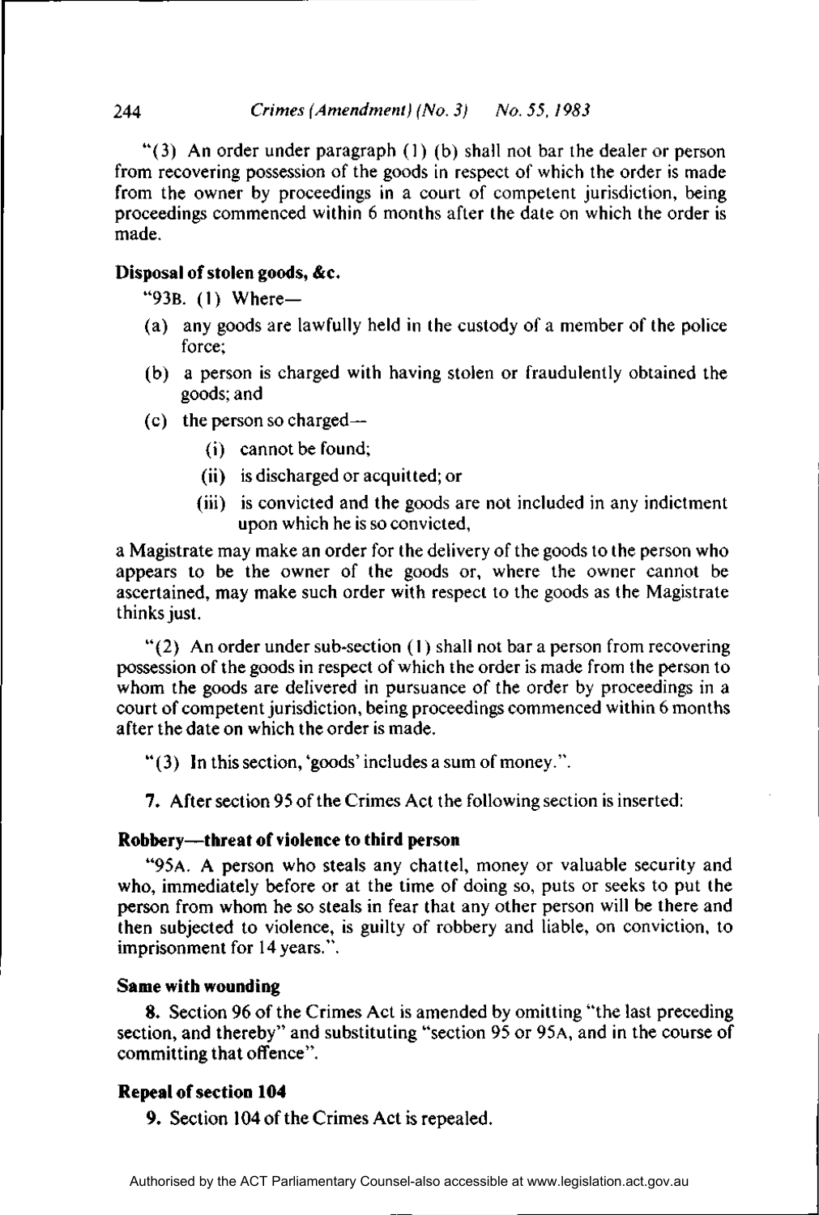"(3) An order under paragraph (1) (b) shall not bar the dealer or person from recovering possession of the goods in respect of which the order is made from the owner by proceedings in a court of competent jurisdiction, being proceedings commenced within 6 months after the date on which the order is made.

**Disposal of stolen goods, &c.**

"93B. (1) Where—

(a) any goods are lawfully held in the custody of a member of the police force;

(b) a person is charged with having stolen or fraudulently obtained the goods; and

(c) the person so charged—

  (i) cannot be found;

  (ii) is discharged or acquitted; or

  (iii) is convicted and the goods are not included in any indictment upon which he is so convicted,

a Magistrate may make an order for the delivery of the goods to the person who appears to be the owner of the goods or, where the owner cannot be ascertained, may make such order with respect to the goods as the Magistrate thinks just.

"(2) An order under sub-section (1) shall not bar a person from recovering possession of the goods in respect of which the order is made from the person to whom the goods are delivered in pursuance of the order by proceedings in a court of competent jurisdiction, being proceedings commenced within 6 months after the date on which the order is made.

"(3) In this section, 'goods' includes a sum of money.".

**7.** After section 95 of the Crimes Act the following section is inserted:

**Robbery—threat of violence to third person**

"95A. A person who steals any chattel, money or valuable security and who, immediately before or at the time of doing so, puts or seeks to put the person from whom he so steals in fear that any other person will be there and then subjected to violence, is guilty of robbery and liable, on conviction, to imprisonment for 14 years.".

**Same with wounding**

**8.** Section 96 of the Crimes Act is amended by omitting "the last preceding section, and thereby" and substituting "section 95 or 95A, and in the course of committing that offence".

**Repeal of section 104**

**9.** Section 104 of the Crimes Act is repealed.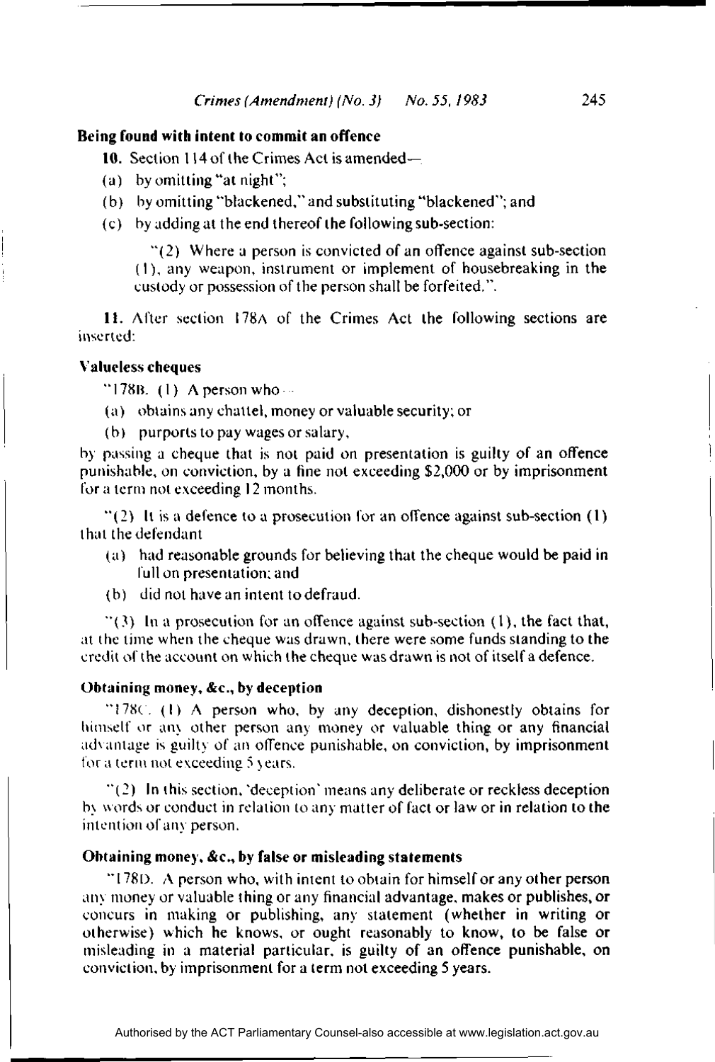**Being found with intent to commit an offence**

**10.** Section 114 of the Crimes Act is amended—

(a) by omitting "at night";

(b) by omitting "blackened," and substituting "blackened"; and

(c) by adding at the end thereof the following sub-section:

"(2) Where a person is convicted of an offence against sub-section (1), any weapon, instrument or implement of housebreaking in the custody or possession of the person shall be forfeited.".

**11.** After section 178A of the Crimes Act the following sections are inserted:

**Valueless cheques**

"178B. (1) A person who—

(a) obtains any chattel, money or valuable security; or

(b) purports to pay wages or salary,

by passing a cheque that is not paid on presentation is guilty of an offence punishable, on conviction, by a fine not exceeding $2,000 or by imprisonment for a term not exceeding 12 months.

"(2) It is a defence to a prosecution for an offence against sub-section (1) that the defendant

(a) had reasonable grounds for believing that the cheque would be paid in full on presentation; and

(b) did not have an intent to defraud.

"(3) In a prosecution for an offence against sub-section (1), the fact that, at the time when the cheque was drawn, there were some funds standing to the credit of the account on which the cheque was drawn is not of itself a defence.

**Obtaining money, &c., by deception**

"178C. (1) A person who, by any deception, dishonestly obtains for himself or any other person any money or valuable thing or any financial advantage is guilty of an offence punishable, on conviction, by imprisonment for a term not exceeding 5 years.

"(2) In this section, 'deception' means any deliberate or reckless deception by words or conduct in relation to any matter of fact or law or in relation to the intention of any person.

**Obtaining money, &c., by false or misleading statements**

"178D. A person who, with intent to obtain for himself or any other person any money or valuable thing or any financial advantage, makes or publishes, or concurs in making or publishing, any statement (whether in writing or otherwise) which he knows, or ought reasonably to know, to be false or misleading in a material particular, is guilty of an offence punishable, on conviction, by imprisonment for a term not exceeding 5 years.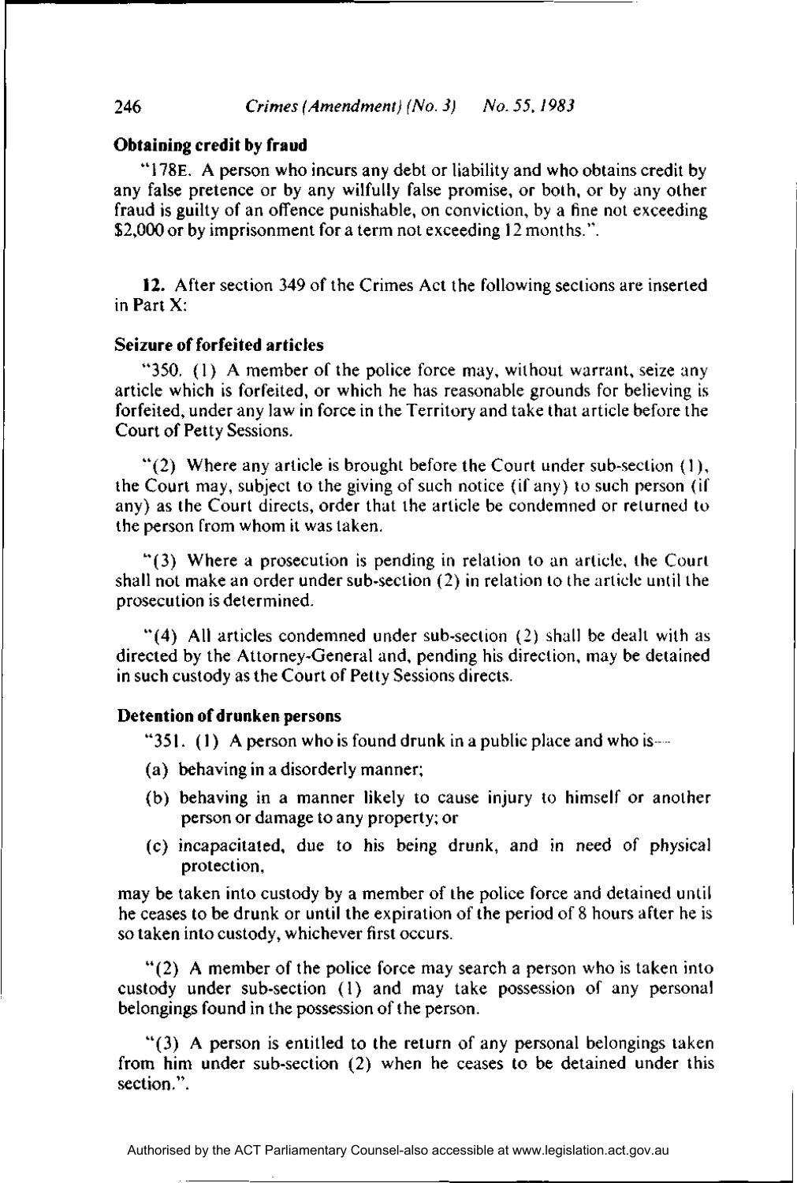**Obtaining credit by fraud**

"178E. A person who incurs any debt or liability and who obtains credit by any false pretence or by any wilfully false promise, or both, or by any other fraud is guilty of an offence punishable, on conviction, by a fine not exceeding $2,000 or by imprisonment for a term not exceeding 12 months.".

**12.** After section 349 of the Crimes Act the following sections are inserted in Part X:

**Seizure of forfeited articles**

"350. (1) A member of the police force may, without warrant, seize any article which is forfeited, or which he has reasonable grounds for believing is forfeited, under any law in force in the Territory and take that article before the Court of Petty Sessions.

"(2) Where any article is brought before the Court under sub-section (1), the Court may, subject to the giving of such notice (if any) to such person (if any) as the Court directs, order that the article be condemned or returned to the person from whom it was taken.

"(3) Where a prosecution is pending in relation to an article, the Court shall not make an order under sub-section (2) in relation to the article until the prosecution is determined.

"(4) All articles condemned under sub-section (2) shall be dealt with as directed by the Attorney-General and, pending his direction, may be detained in such custody as the Court of Petty Sessions directs.

**Detention of drunken persons**

"351. (1) A person who is found drunk in a public place and who is—

(a) behaving in a disorderly manner;

(b) behaving in a manner likely to cause injury to himself or another person or damage to any property; or

(c) incapacitated, due to his being drunk, and in need of physical protection,

may be taken into custody by a member of the police force and detained until he ceases to be drunk or until the expiration of the period of 8 hours after he is so taken into custody, whichever first occurs.

"(2) A member of the police force may search a person who is taken into custody under sub-section (1) and may take possession of any personal belongings found in the possession of the person.

"(3) A person is entitled to the return of any personal belongings taken from him under sub-section (2) when he ceases to be detained under this section.".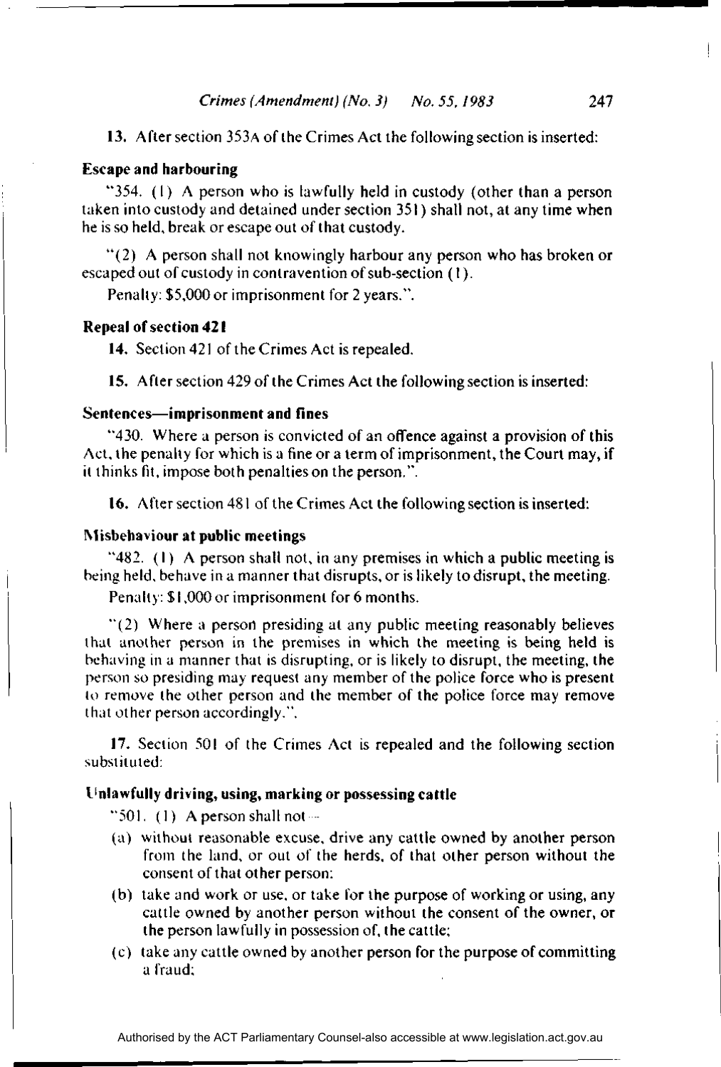**13.** After section 353A of the Crimes Act the following section is inserted:

### Escape and harbouring

"354. (1) A person who is lawfully held in custody (other than a person taken into custody and detained under section 351) shall not, at any time when he is so held, break or escape out of that custody.

"(2) A person shall not knowingly harbour any person who has broken or escaped out of custody in contravention of sub-section (1).

Penalty: $5,000 or imprisonment for 2 years.".

### Repeal of section 421

**14.** Section 421 of the Crimes Act is repealed.

**15.** After section 429 of the Crimes Act the following section is inserted:

### Sentences—imprisonment and fines

"430. Where a person is convicted of an offence against a provision of this Act, the penalty for which is a fine or a term of imprisonment, the Court may, if it thinks fit, impose both penalties on the person.".

**16.** After section 481 of the Crimes Act the following section is inserted:

### Misbehaviour at public meetings

"482. (1) A person shall not, in any premises in which a public meeting is being held, behave in a manner that disrupts, or is likely to disrupt, the meeting.

Penalty: $1,000 or imprisonment for 6 months.

"(2) Where a person presiding at any public meeting reasonably believes that another person in the premises in which the meeting is being held is behaving in a manner that is disrupting, or is likely to disrupt, the meeting, the person so presiding may request any member of the police force who is present to remove the other person and the member of the police force may remove that other person accordingly.".

**17.** Section 501 of the Crimes Act is repealed and the following section substituted:

### Unlawfully driving, using, marking or possessing cattle

"501. (1) A person shall not—

(a) without reasonable excuse, drive any cattle owned by another person from the land, or out of the herds, of that other person without the consent of that other person;

(b) take and work or use, or take for the purpose of working or using, any cattle owned by another person without the consent of the owner, or the person lawfully in possession of, the cattle;

(c) take any cattle owned by another person for the purpose of committing a fraud;

Authorised by the ACT Parliamentary Counsel-also accessible at www.legislation.act.gov.au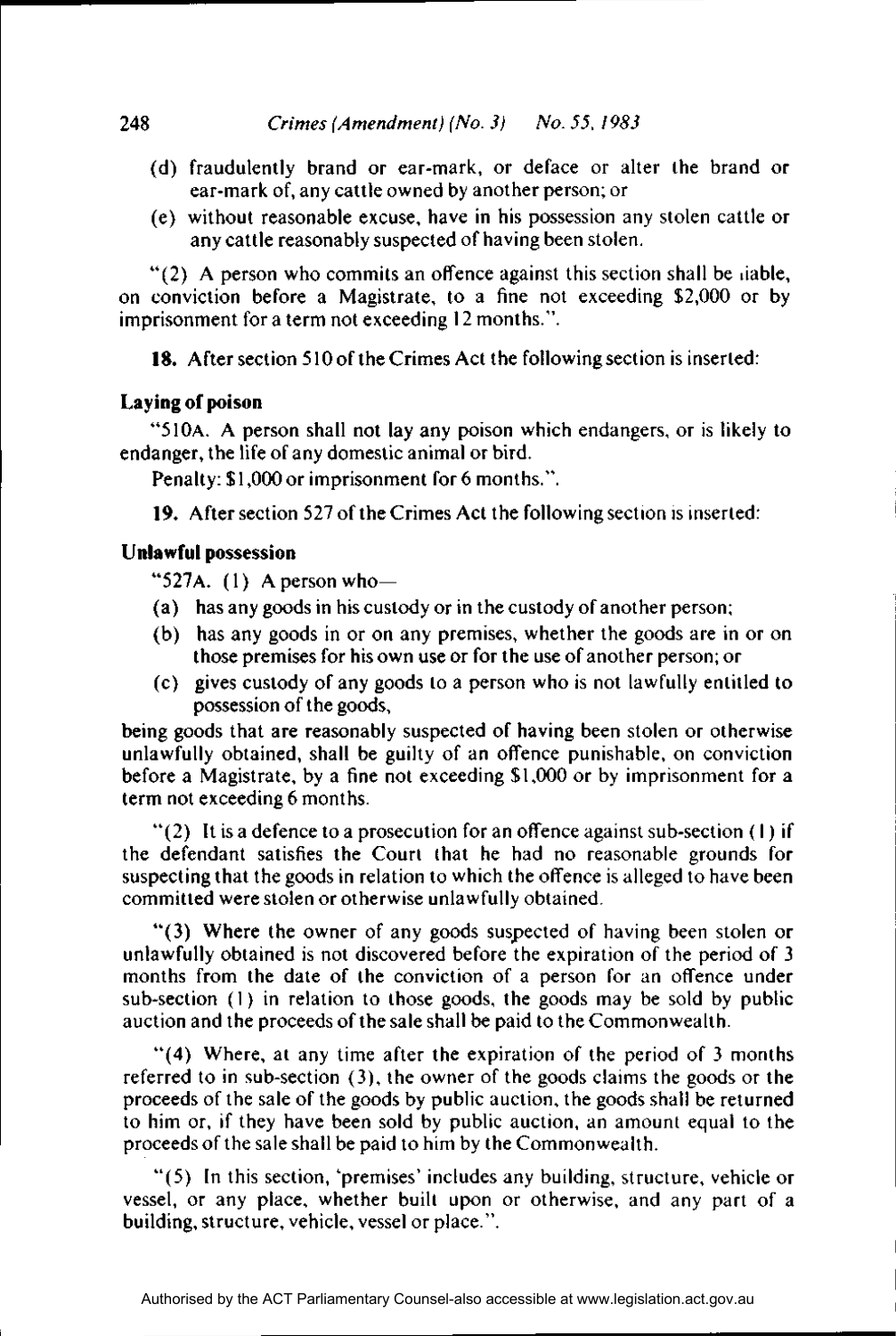(d) fraudulently brand or ear-mark, or deface or alter the brand or ear-mark of, any cattle owned by another person; or

(e) without reasonable excuse, have in his possession any stolen cattle or any cattle reasonably suspected of having been stolen.

"(2) A person who commits an offence against this section shall be liable, on conviction before a Magistrate, to a fine not exceeding $2,000 or by imprisonment for a term not exceeding 12 months.".

**18.** After section 510 of the Crimes Act the following section is inserted:

**Laying of poison**

"510A. A person shall not lay any poison which endangers, or is likely to endanger, the life of any domestic animal or bird.

Penalty: $1,000 or imprisonment for 6 months.".

**19.** After section 527 of the Crimes Act the following section is inserted:

**Unlawful possession**

"527A. (1) A person who—

(a) has any goods in his custody or in the custody of another person;

(b) has any goods in or on any premises, whether the goods are in or on those premises for his own use or for the use of another person; or

(c) gives custody of any goods to a person who is not lawfully entitled to possession of the goods,

being goods that are reasonably suspected of having been stolen or otherwise unlawfully obtained, shall be guilty of an offence punishable, on conviction before a Magistrate, by a fine not exceeding $1,000 or by imprisonment for a term not exceeding 6 months.

"(2) It is a defence to a prosecution for an offence against sub-section (1) if the defendant satisfies the Court that he had no reasonable grounds for suspecting that the goods in relation to which the offence is alleged to have been committed were stolen or otherwise unlawfully obtained.

"(3) Where the owner of any goods suspected of having been stolen or unlawfully obtained is not discovered before the expiration of the period of 3 months from the date of the conviction of a person for an offence under sub-section (1) in relation to those goods, the goods may be sold by public auction and the proceeds of the sale shall be paid to the Commonwealth.

"(4) Where, at any time after the expiration of the period of 3 months referred to in sub-section (3), the owner of the goods claims the goods or the proceeds of the sale of the goods by public auction, the goods shall be returned to him or, if they have been sold by public auction, an amount equal to the proceeds of the sale shall be paid to him by the Commonwealth.

"(5) In this section, 'premises' includes any building, structure, vehicle or vessel, or any place, whether built upon or otherwise, and any part of a building, structure, vehicle, vessel or place.".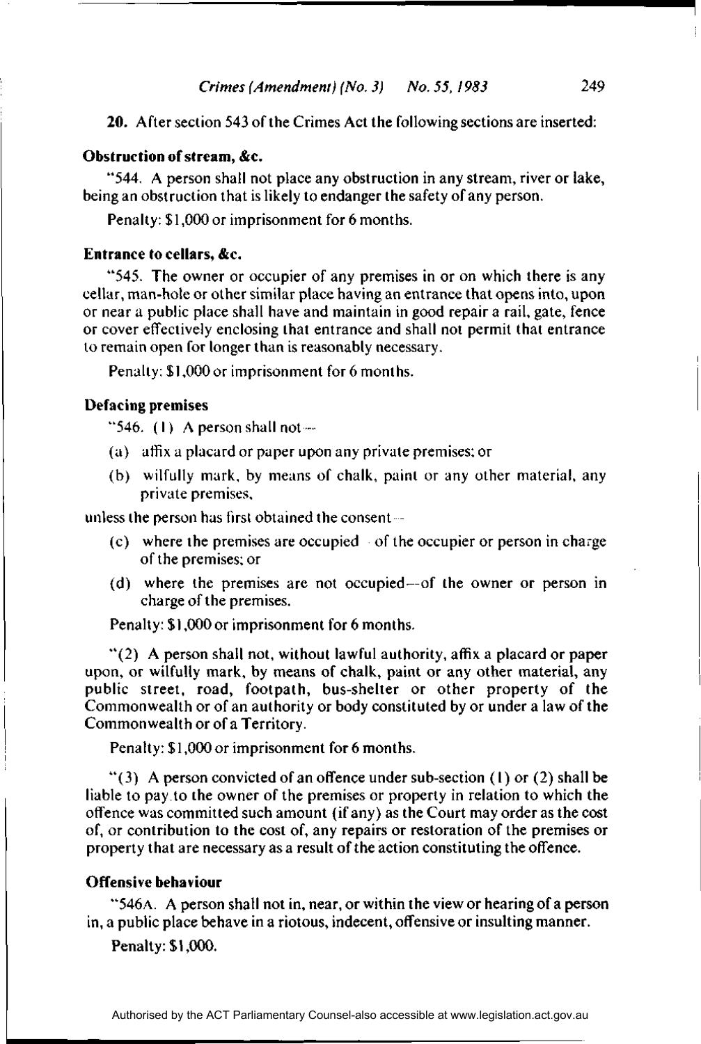**20.** After section 543 of the Crimes Act the following sections are inserted:

**Obstruction of stream, &c.**

"544. A person shall not place any obstruction in any stream, river or lake, being an obstruction that is likely to endanger the safety of any person.

Penalty: $1,000 or imprisonment for 6 months.

**Entrance to cellars, &c.**

"545. The owner or occupier of any premises in or on which there is any cellar, man-hole or other similar place having an entrance that opens into, upon or near a public place shall have and maintain in good repair a rail, gate, fence or cover effectively enclosing that entrance and shall not permit that entrance to remain open for longer than is reasonably necessary.

Penalty: $1,000 or imprisonment for 6 months.

**Defacing premises**

"546. (1) A person shall not—

(a) affix a placard or paper upon any private premises; or

(b) wilfully mark, by means of chalk, paint or any other material, any private premises,

unless the person has first obtained the consent—

(c) where the premises are occupied—of the occupier or person in charge of the premises; or

(d) where the premises are not occupied—of the owner or person in charge of the premises.

Penalty: $1,000 or imprisonment for 6 months.

"(2) A person shall not, without lawful authority, affix a placard or paper upon, or wilfully mark, by means of chalk, paint or any other material, any public street, road, footpath, bus-shelter or other property of the Commonwealth or of an authority or body constituted by or under a law of the Commonwealth or of a Territory.

Penalty: $1,000 or imprisonment for 6 months.

"(3) A person convicted of an offence under sub-section (1) or (2) shall be liable to pay to the owner of the premises or property in relation to which the offence was committed such amount (if any) as the Court may order as the cost of, or contribution to the cost of, any repairs or restoration of the premises or property that are necessary as a result of the action constituting the offence.

**Offensive behaviour**

"546A. A person shall not in, near, or within the view or hearing of a person in, a public place behave in a riotous, indecent, offensive or insulting manner.

Penalty: $1,000.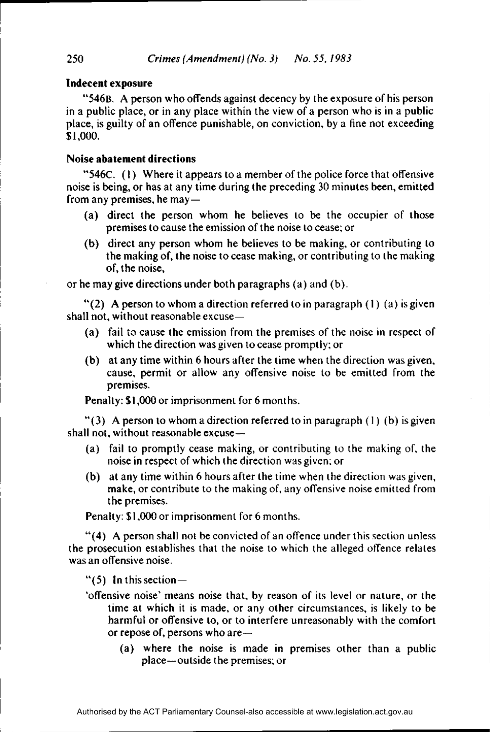### Indecent exposure

"546B. A person who offends against decency by the exposure of his person in a public place, or in any place within the view of a person who is in a public place, is guilty of an offence punishable, on conviction, by a fine not exceeding $1,000.

### Noise abatement directions

"546C. (1) Where it appears to a member of the police force that offensive noise is being, or has at any time during the preceding 30 minutes been, emitted from any premises, he may—

- (a) direct the person whom he believes to be the occupier of those premises to cause the emission of the noise to cease; or
- (b) direct any person whom he believes to be making, or contributing to the making of, the noise to cease making, or contributing to the making of, the noise,

or he may give directions under both paragraphs (a) and (b).

"(2) A person to whom a direction referred to in paragraph (1) (a) is given shall not, without reasonable excuse—

- (a) fail to cause the emission from the premises of the noise in respect of which the direction was given to cease promptly; or
- (b) at any time within 6 hours after the time when the direction was given, cause, permit or allow any offensive noise to be emitted from the premises.

**Penalty:** $1,000 or imprisonment for 6 months.

"(3) A person to whom a direction referred to in paragraph (1) (b) is given shall not, without reasonable excuse—

- (a) fail to promptly cease making, or contributing to the making of, the noise in respect of which the direction was given; or
- (b) at any time within 6 hours after the time when the direction was given, make, or contribute to the making of, any offensive noise emitted from the premises.

**Penalty:** $1,000 or imprisonment for 6 months.

"(4) A person shall not be convicted of an offence under this section unless the prosecution establishes that the noise to which the alleged offence relates was an offensive noise.

"(5) In this section—

'offensive noise' means noise that, by reason of its level or nature, or the time at which it is made, or any other circumstances, is likely to be harmful or offensive to, or to interfere unreasonably with the comfort or repose of, persons who are—

- (a) where the noise is made in premises other than a public place—outside the premises; or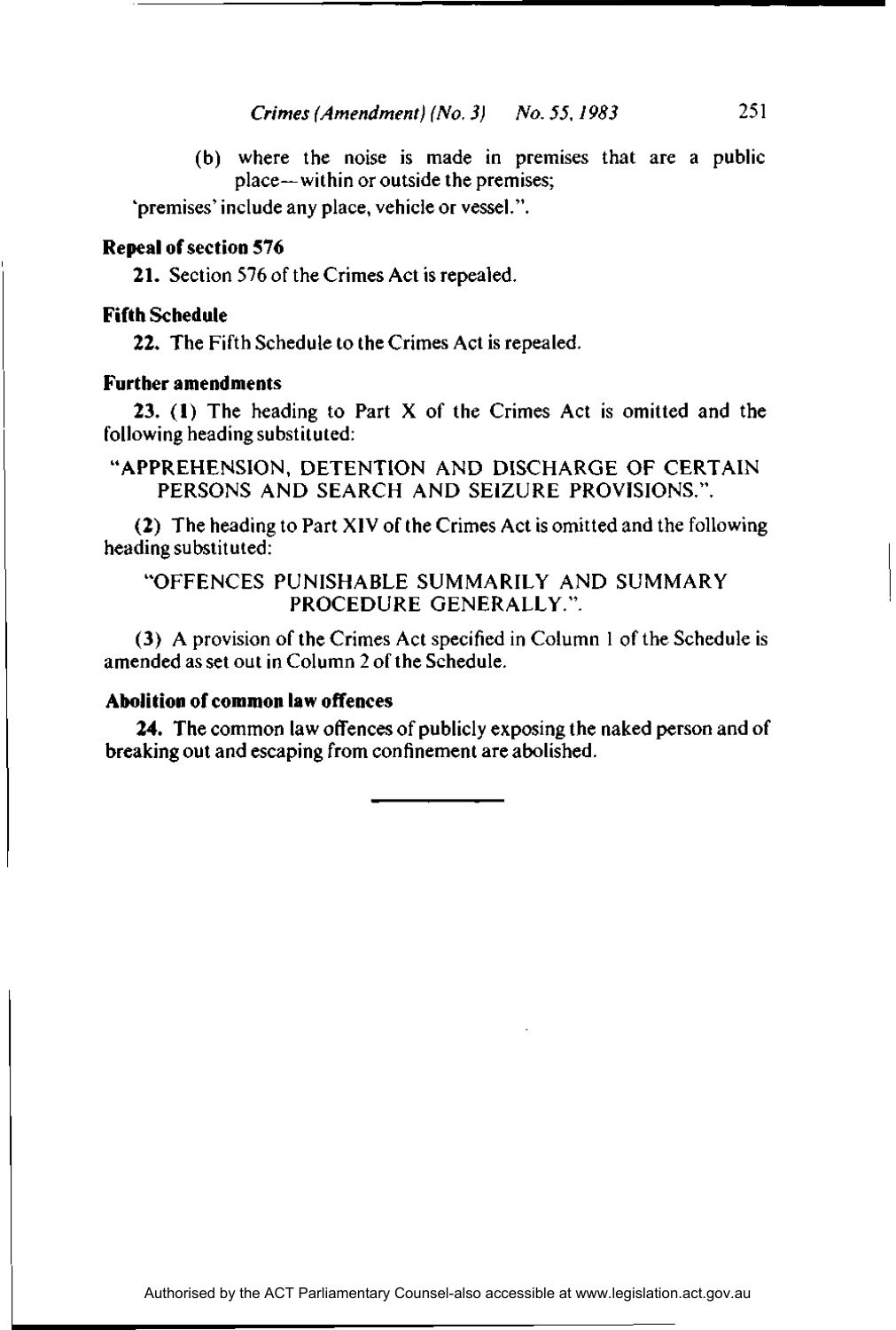(b) where the noise is made in premises that are a public place—within or outside the premises;

'premises' include any place, vehicle or vessel.".

**Repeal of section 576**

**21.** Section 576 of the Crimes Act is repealed.

**Fifth Schedule**

**22.** The Fifth Schedule to the Crimes Act is repealed.

**Further amendments**

**23.** **(1)** The heading to Part X of the Crimes Act is omitted and the following heading substituted:

"APPREHENSION, DETENTION AND DISCHARGE OF CERTAIN PERSONS AND SEARCH AND SEIZURE PROVISIONS.".

**(2)** The heading to Part XIV of the Crimes Act is omitted and the following heading substituted:

"OFFENCES PUNISHABLE SUMMARILY AND SUMMARY PROCEDURE GENERALLY.".

**(3)** A provision of the Crimes Act specified in Column 1 of the Schedule is amended as set out in Column 2 of the Schedule.

**Abolition of common law offences**

**24.** The common law offences of publicly exposing the naked person and of breaking out and escaping from confinement are abolished.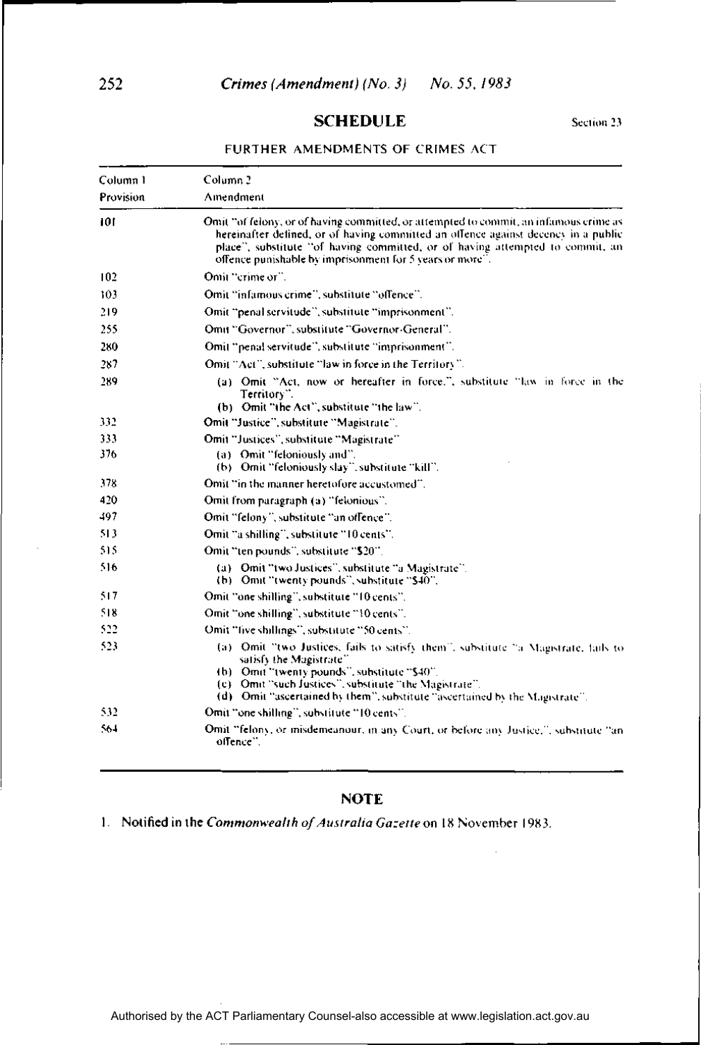## SCHEDULE

Section 23

FURTHER AMENDMENTS OF CRIMES ACT

| Column 1 Provision | Column 2 Amendment |
|---|---|
| 101 | Omit "of felony, or of having committed, or attempted to commit, an infamous crime as hereinafter defined, or of having committed an offence against decency in a public place", substitute "of having committed, or of having attempted to commit, an offence punishable by imprisonment for 5 years or more". |
| 102 | Omit "crime or". |
| 103 | Omit "infamous crime", substitute "offence". |
| 219 | Omit "penal servitude", substitute "imprisonment". |
| 255 | Omit "Governor", substitute "Governor-General". |
| 280 | Omit "penal servitude", substitute "imprisonment". |
| 287 | Omit "Act", substitute "law in force in the Territory". |
| 289 | (a) Omit "Act, now or hereafter in force,", substitute "law in force in the Territory". (b) Omit "the Act", substitute "the law". |
| 332 | Omit "Justice", substitute "Magistrate". |
| 333 | Omit "Justices", substitute "Magistrate". |
| 376 | (a) Omit "feloniously and". (b) Omit "feloniously slay", substitute "kill". |
| 378 | Omit "in the manner heretofore accustomed". |
| 420 | Omit from paragraph (a) "felonious". |
| 497 | Omit "felony", substitute "an offence". |
| 513 | Omit "a shilling", substitute "10 cents". |
| 515 | Omit "ten pounds", substitute "$20". |
| 516 | (a) Omit "two Justices", substitute "a Magistrate". (b) Omit "twenty pounds", substitute "$40". |
| 517 | Omit "one shilling", substitute "10 cents". |
| 518 | Omit "one shilling", substitute "10 cents". |
| 522 | Omit "five shillings", substitute "50 cents". |
| 523 | (a) Omit "two Justices, fails to satisfy them", substitute "a Magistrate, fails to satisfy the Magistrate". (b) Omit "twenty pounds", substitute "$40". (c) Omit "such Justices", substitute "the Magistrate". (d) Omit "ascertained by them", substitute "ascertained by the Magistrate". |
| 532 | Omit "one shilling", substitute "10 cents". |
| 564 | Omit "felony, or misdemeanour, in any Court, or before any Justice,", substitute "an offence". |

### NOTE

1. Notified in the *Commonwealth of Australia Gazette* on 18 November 1983.

Authorised by the ACT Parliamentary Counsel-also accessible at www.legislation.act.gov.au